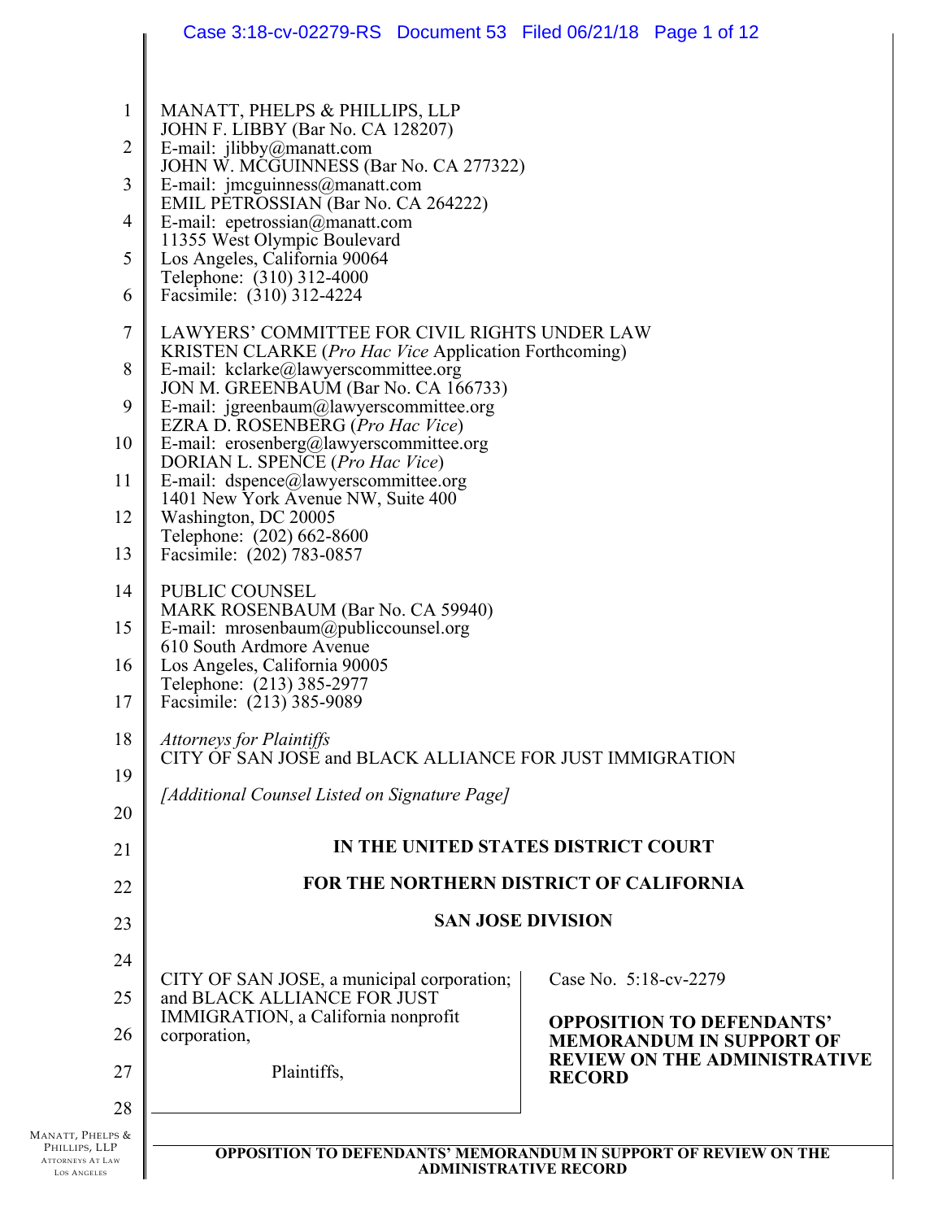MANATT, PHELPS & PHILLIPS, LLP
JOHN F. LIBBY (Bar No. CA 128207)
E-mail: jlibby@manatt.com
JOHN W. MCGUINNESS (Bar No. CA 277322)
E-mail: jmcguinness@manatt.com
EMIL PETROSSIAN (Bar No. CA 264222)
E-mail: epetrossian@manatt.com
11355 West Olympic Boulevard
Los Angeles, California 90064
Telephone: (310) 312-4000
Facsimile: (310) 312-4224

LAWYERS' COMMITTEE FOR CIVIL RIGHTS UNDER LAW
KRISTEN CLARKE (*Pro Hac Vice* Application Forthcoming)
E-mail: kclarke@lawyerscommittee.org
JON M. GREENBAUM (Bar No. CA 166733)
E-mail: jgreenbaum@lawyerscommittee.org
EZRA D. ROSENBERG (*Pro Hac Vice*)
E-mail: erosenberg@lawyerscommittee.org
DORIAN L. SPENCE (*Pro Hac Vice*)
E-mail: dspence@lawyerscommittee.org
1401 New York Avenue NW, Suite 400
Washington, DC 20005
Telephone: (202) 662-8600
Facsimile: (202) 783-0857

PUBLIC COUNSEL
MARK ROSENBAUM (Bar No. CA 59940)
E-mail: mrosenbaum@publiccounsel.org
610 South Ardmore Avenue
Los Angeles, California 90005
Telephone: (213) 385-2977
Facsimile: (213) 385-9089

*Attorneys for Plaintiffs*
CITY OF SAN JOSE and BLACK ALLIANCE FOR JUST IMMIGRATION

*[Additional Counsel Listed on Signature Page]*

**IN THE UNITED STATES DISTRICT COURT**

**FOR THE NORTHERN DISTRICT OF CALIFORNIA**

**SAN JOSE DIVISION**

CITY OF SAN JOSE, a municipal corporation; and BLACK ALLIANCE FOR JUST IMMIGRATION, a California nonprofit corporation,

Plaintiffs,

Case No. 5:18-cv-2279

**OPPOSITION TO DEFENDANTS' MEMORANDUM IN SUPPORT OF REVIEW ON THE ADMINISTRATIVE RECORD**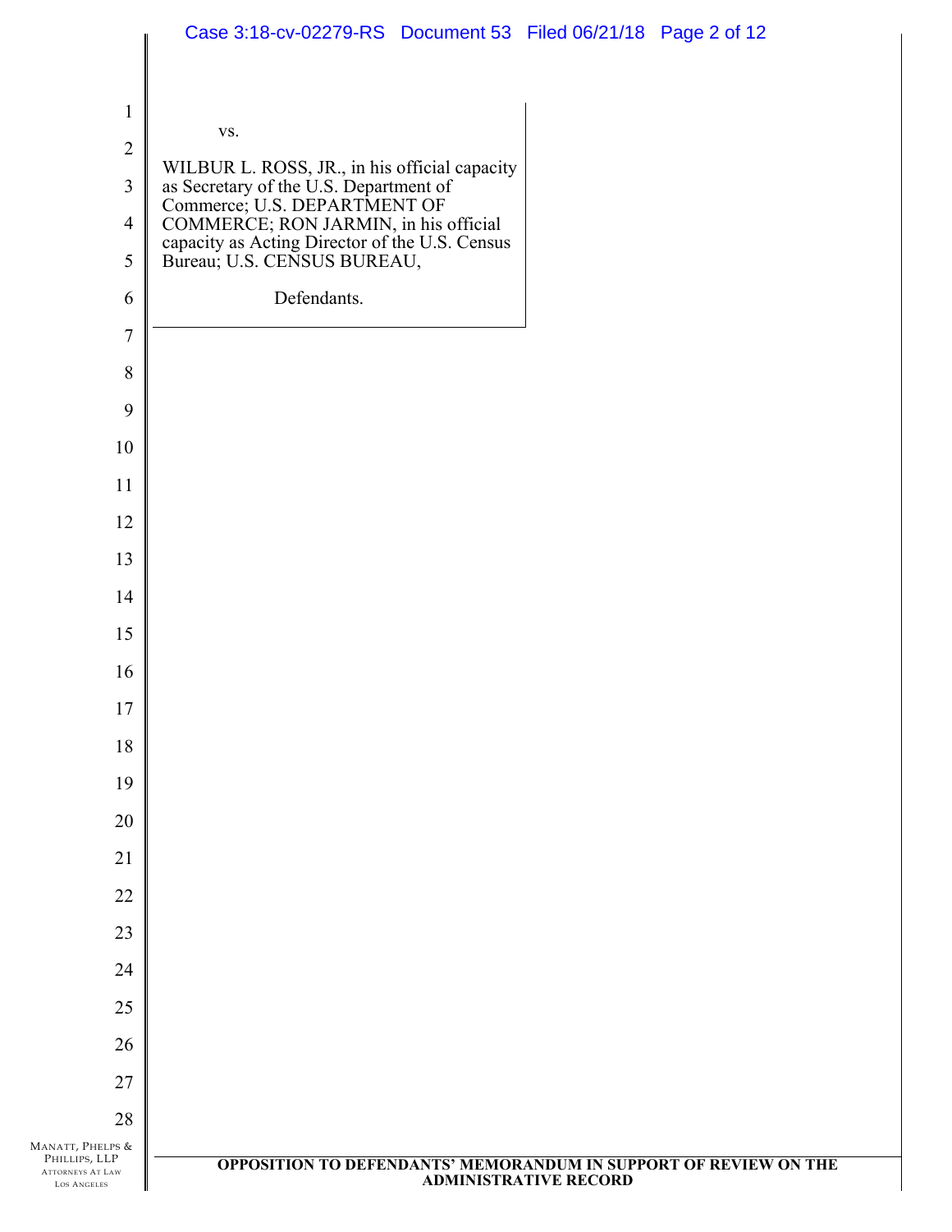vs.

WILBUR L. ROSS, JR., in his official capacity as Secretary of the U.S. Department of Commerce; U.S. DEPARTMENT OF COMMERCE; RON JARMIN, in his official capacity as Acting Director of the U.S. Census Bureau; U.S. CENSUS BUREAU,

Defendants.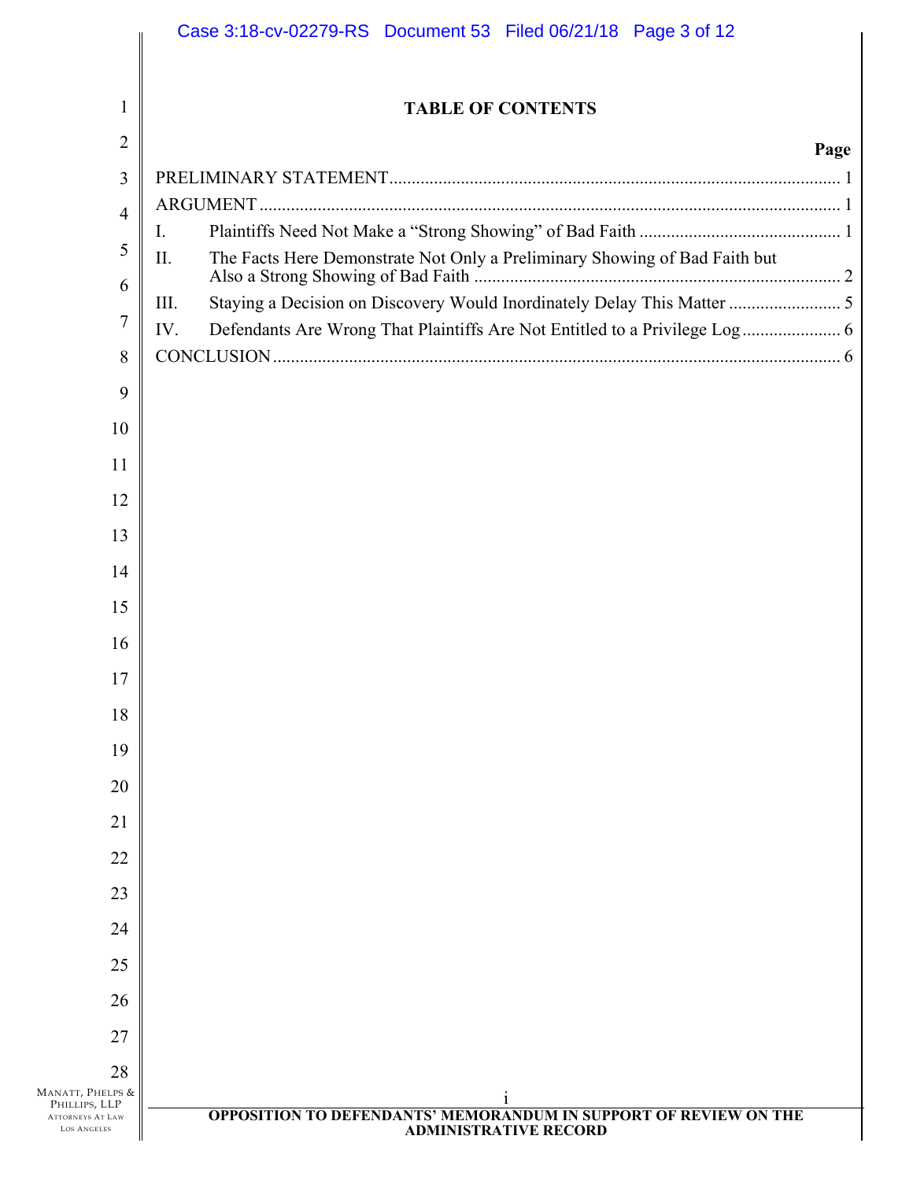## TABLE OF CONTENTS

| | Page |
|---|---|
| PRELIMINARY STATEMENT | 1 |
| ARGUMENT | 1 |
| I. Plaintiffs Need Not Make a "Strong Showing" of Bad Faith | 1 |
| II. The Facts Here Demonstrate Not Only a Preliminary Showing of Bad Faith but Also a Strong Showing of Bad Faith | 2 |
| III. Staying a Decision on Discovery Would Inordinately Delay This Matter | 5 |
| IV. Defendants Are Wrong That Plaintiffs Are Not Entitled to a Privilege Log | 6 |
| CONCLUSION | 6 |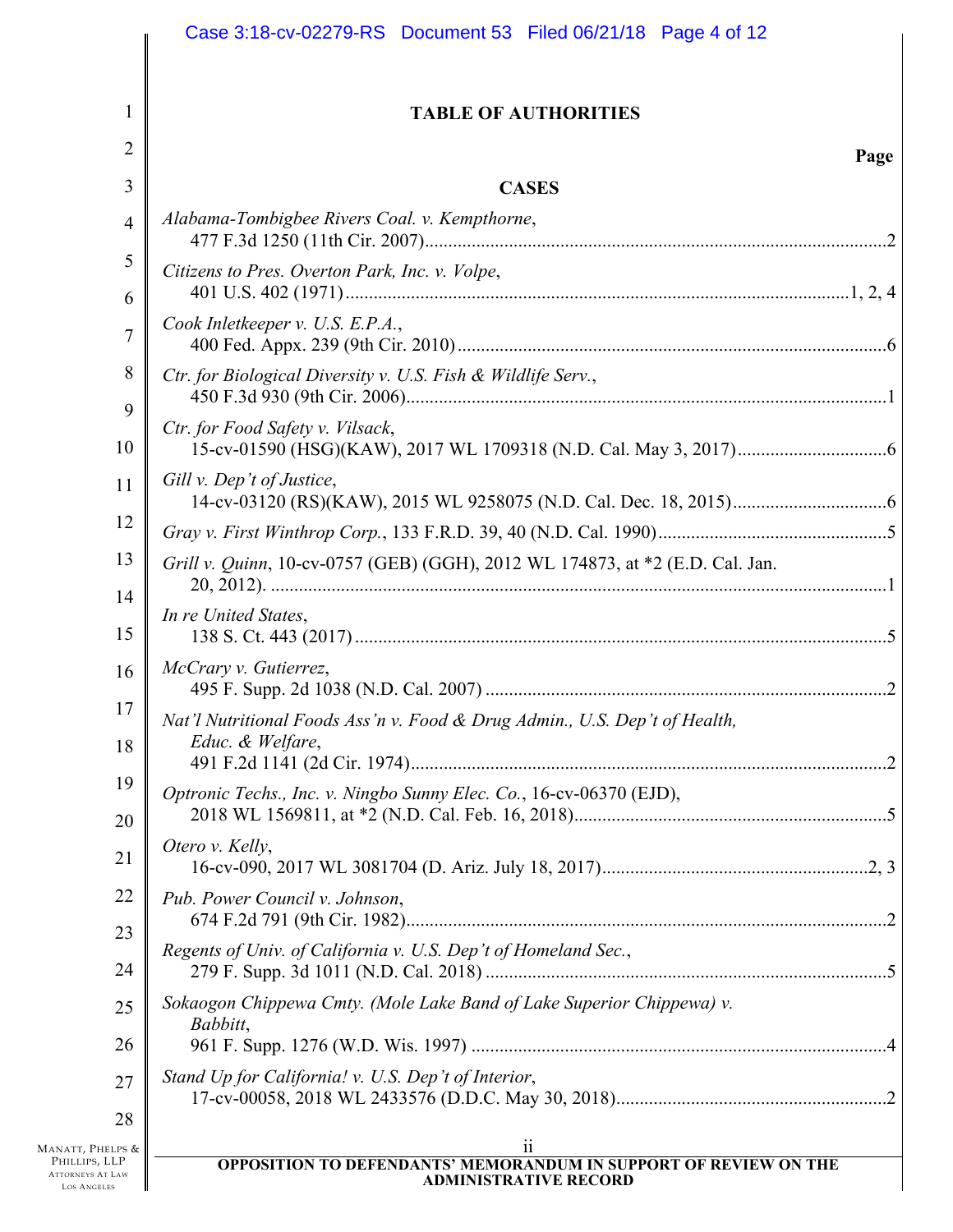# TABLE OF AUTHORITIES

**Page**

## CASES

*Alabama-Tombigbee Rivers Coal. v. Kempthorne*,
477 F.3d 1250 (11th Cir. 2007)....................................................................................2

*Citizens to Pres. Overton Park, Inc. v. Volpe*,
401 U.S. 402 (1971)...........................................................................................1, 2, 4

*Cook Inletkeeper v. U.S. E.P.A.*,
400 Fed. Appx. 239 (9th Cir. 2010)..........................................................................6

*Ctr. for Biological Diversity v. U.S. Fish & Wildlife Serv.*,
450 F.3d 930 (9th Cir. 2006).......................................................................................1

*Ctr. for Food Safety v. Vilsack*,
15-cv-01590 (HSG)(KAW), 2017 WL 1709318 (N.D. Cal. May 3, 2017)................6

*Gill v. Dep't of Justice*,
14-cv-03120 (RS)(KAW), 2015 WL 9258075 (N.D. Cal. Dec. 18, 2015)..................6

*Gray v. First Winthrop Corp.*, 133 F.R.D. 39, 40 (N.D. Cal. 1990)..............................5

*Grill v. Quinn*, 10-cv-0757 (GEB) (GGH), 2012 WL 174873, at *2 (E.D. Cal. Jan. 20, 2012)..........................................................................................................1

*In re United States*,
138 S. Ct. 443 (2017)...................................................................................................5

*McCrary v. Gutierrez*,
495 F. Supp. 2d 1038 (N.D. Cal. 2007).......................................................................2

*Nat'l Nutritional Foods Ass'n v. Food & Drug Admin., U.S. Dep't of Health, Educ. & Welfare*,
491 F.2d 1141 (2d Cir. 1974).......................................................................................2

*Optronic Techs., Inc. v. Ningbo Sunny Elec. Co.*, 16-cv-06370 (EJD), 2018 WL 1569811, at *2 (N.D. Cal. Feb. 16, 2018)....................................................5

*Otero v. Kelly*,
16-cv-090, 2017 WL 3081704 (D. Ariz. July 18, 2017).........................................2, 3

*Pub. Power Council v. Johnson*,
674 F.2d 791 (9th Cir. 1982).......................................................................................2

*Regents of Univ. of California v. U.S. Dep't of Homeland Sec.*,
279 F. Supp. 3d 1011 (N.D. Cal. 2018).......................................................................5

*Sokaogon Chippewa Cmty. (Mole Lake Band of Lake Superior Chippewa) v. Babbitt*,
961 F. Supp. 1276 (W.D. Wis. 1997)..........................................................................4

*Stand Up for California! v. U.S. Dep't of Interior*,
17-cv-00058, 2018 WL 2433576 (D.D.C. May 30, 2018)..........................................2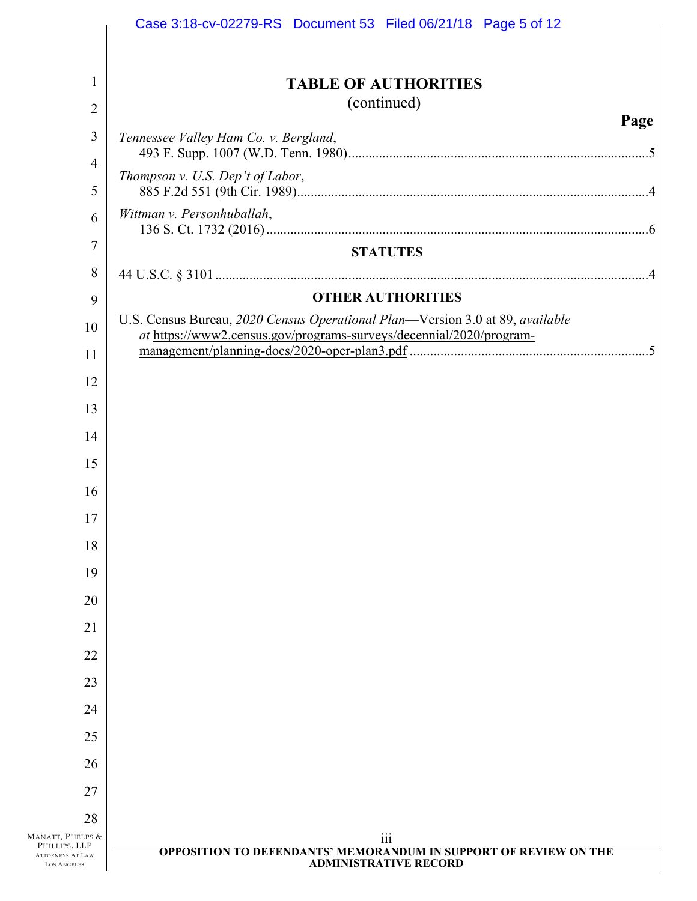# TABLE OF AUTHORITIES
(continued)

**Page**

*Tennessee Valley Ham Co. v. Bergland*,
493 F. Supp. 1007 (W.D. Tenn. 1980) ........................................ 5

*Thompson v. U.S. Dep't of Labor*,
885 F.2d 551 (9th Cir. 1989) ........................................ 4

*Wittman v. Personhuballah*,
136 S. Ct. 1732 (2016) ........................................ 6

## STATUTES

44 U.S.C. § 3101 ........................................ 4

## OTHER AUTHORITIES

U.S. Census Bureau, *2020 Census Operational Plan*—Version 3.0 at 89, *available at* https://www2.census.gov/programs-surveys/decennial/2020/program-management/planning-docs/2020-oper-plan3.pdf ........................................ 5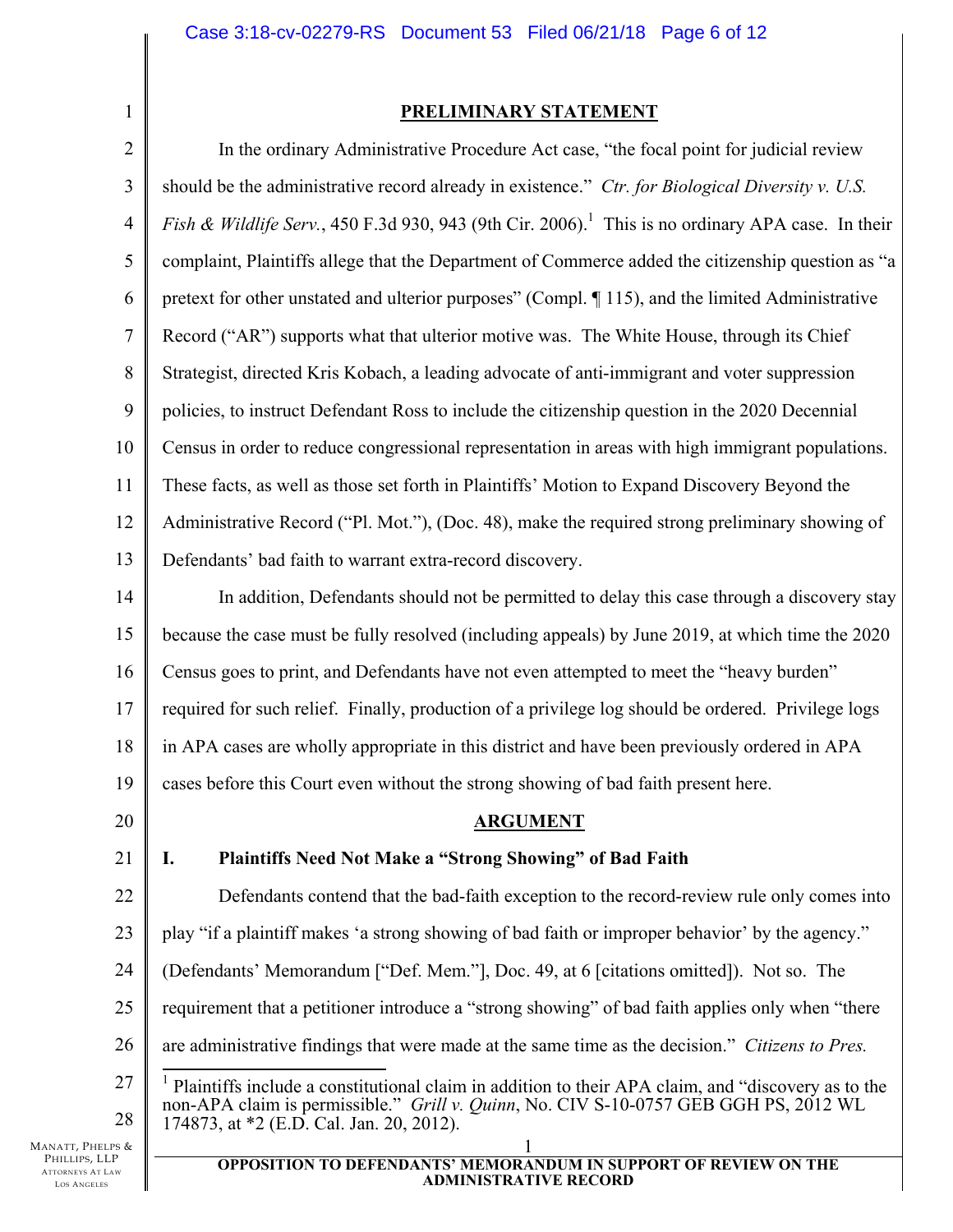## PRELIMINARY STATEMENT

In the ordinary Administrative Procedure Act case, "the focal point for judicial review should be the administrative record already in existence." *Ctr. for Biological Diversity v. U.S. Fish & Wildlife Serv.*, 450 F.3d 930, 943 (9th Cir. 2006).[1] This is no ordinary APA case. In their complaint, Plaintiffs allege that the Department of Commerce added the citizenship question as "a pretext for other unstated and ulterior purposes" (Compl. ¶ 115), and the limited Administrative Record ("AR") supports what that ulterior motive was. The White House, through its Chief Strategist, directed Kris Kobach, a leading advocate of anti-immigrant and voter suppression policies, to instruct Defendant Ross to include the citizenship question in the 2020 Decennial Census in order to reduce congressional representation in areas with high immigrant populations. These facts, as well as those set forth in Plaintiffs' Motion to Expand Discovery Beyond the Administrative Record ("Pl. Mot."), (Doc. 48), make the required strong preliminary showing of Defendants' bad faith to warrant extra-record discovery.

In addition, Defendants should not be permitted to delay this case through a discovery stay because the case must be fully resolved (including appeals) by June 2019, at which time the 2020 Census goes to print, and Defendants have not even attempted to meet the "heavy burden" required for such relief. Finally, production of a privilege log should be ordered. Privilege logs in APA cases are wholly appropriate in this district and have been previously ordered in APA cases before this Court even without the strong showing of bad faith present here.

## ARGUMENT

### I. Plaintiffs Need Not Make a "Strong Showing" of Bad Faith

Defendants contend that the bad-faith exception to the record-review rule only comes into play "if a plaintiff makes 'a strong showing of bad faith or improper behavior' by the agency." (Defendants' Memorandum ["Def. Mem."], Doc. 49, at 6 [citations omitted]). Not so. The requirement that a petitioner introduce a "strong showing" of bad faith applies only when "there are administrative findings that were made at the same time as the decision." *Citizens to Pres.*

---

[1] Plaintiffs include a constitutional claim in addition to their APA claim, and "discovery as to the non-APA claim is permissible." *Grill v. Quinn*, No. CIV S-10-0757 GEB GGH PS, 2012 WL 174873, at *2 (E.D. Cal. Jan. 20, 2012).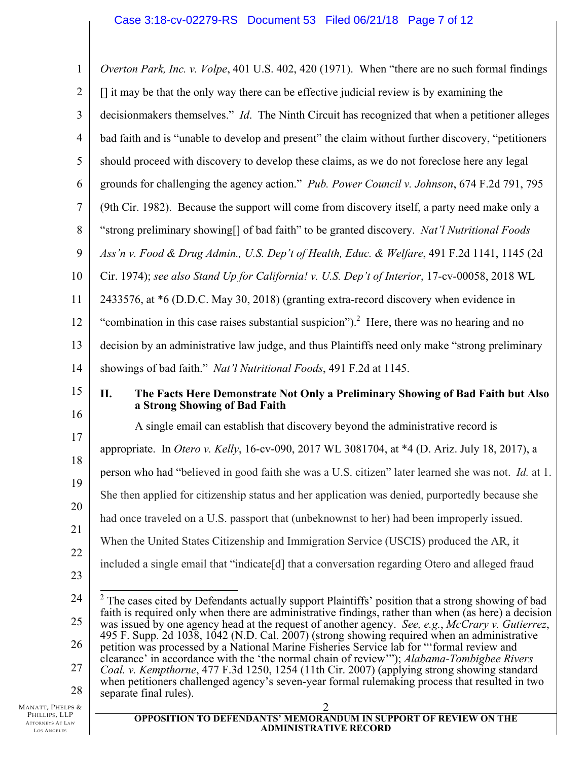*Overton Park, Inc. v. Volpe*, 401 U.S. 402, 420 (1971). When "there are no such formal findings [] it may be that the only way there can be effective judicial review is by examining the decisionmakers themselves." *Id*. The Ninth Circuit has recognized that when a petitioner alleges bad faith and is "unable to develop and present" the claim without further discovery, "petitioners should proceed with discovery to develop these claims, as we do not foreclose here any legal grounds for challenging the agency action." *Pub. Power Council v. Johnson*, 674 F.2d 791, 795 (9th Cir. 1982). Because the support will come from discovery itself, a party need make only a "strong preliminary showing[] of bad faith" to be granted discovery. *Nat'l Nutritional Foods Ass'n v. Food & Drug Admin., U.S. Dep't of Health, Educ. & Welfare*, 491 F.2d 1141, 1145 (2d Cir. 1974); *see also Stand Up for California! v. U.S. Dep't of Interior*, 17-cv-00058, 2018 WL 2433576, at *6 (D.D.C. May 30, 2018) (granting extra-record discovery when evidence in "combination in this case raises substantial suspicion").[2] Here, there was no hearing and no decision by an administrative law judge, and thus Plaintiffs need only make "strong preliminary showings of bad faith." *Nat'l Nutritional Foods*, 491 F.2d at 1145.

## II. The Facts Here Demonstrate Not Only a Preliminary Showing of Bad Faith but Also a Strong Showing of Bad Faith

A single email can establish that discovery beyond the administrative record is appropriate. In *Otero v. Kelly*, 16-cv-090, 2017 WL 3081704, at *4 (D. Ariz. July 18, 2017), a person who had "believed in good faith she was a U.S. citizen" later learned she was not. *Id.* at 1. She then applied for citizenship status and her application was denied, purportedly because she had once traveled on a U.S. passport that (unbeknownst to her) had been improperly issued. When the United States Citizenship and Immigration Service (USCIS) produced the AR, it included a single email that "indicate[d] that a conversation regarding Otero and alleged fraud

---

[2] The cases cited by Defendants actually support Plaintiffs' position that a strong showing of bad faith is required only when there are administrative findings, rather than when (as here) a decision was issued by one agency head at the request of another agency. *See, e.g.*, *McCrary v. Gutierrez*, 495 F. Supp. 2d 1038, 1042 (N.D. Cal. 2007) (strong showing required when an administrative petition was processed by a National Marine Fisheries Service lab for "'formal review and clearance' in accordance with the 'the normal chain of review'"); *Alabama-Tombigbee Rivers Coal. v. Kempthorne*, 477 F.3d 1250, 1254 (11th Cir. 2007) (applying strong showing standard when petitioners challenged agency's seven-year formal rulemaking process that resulted in two separate final rules).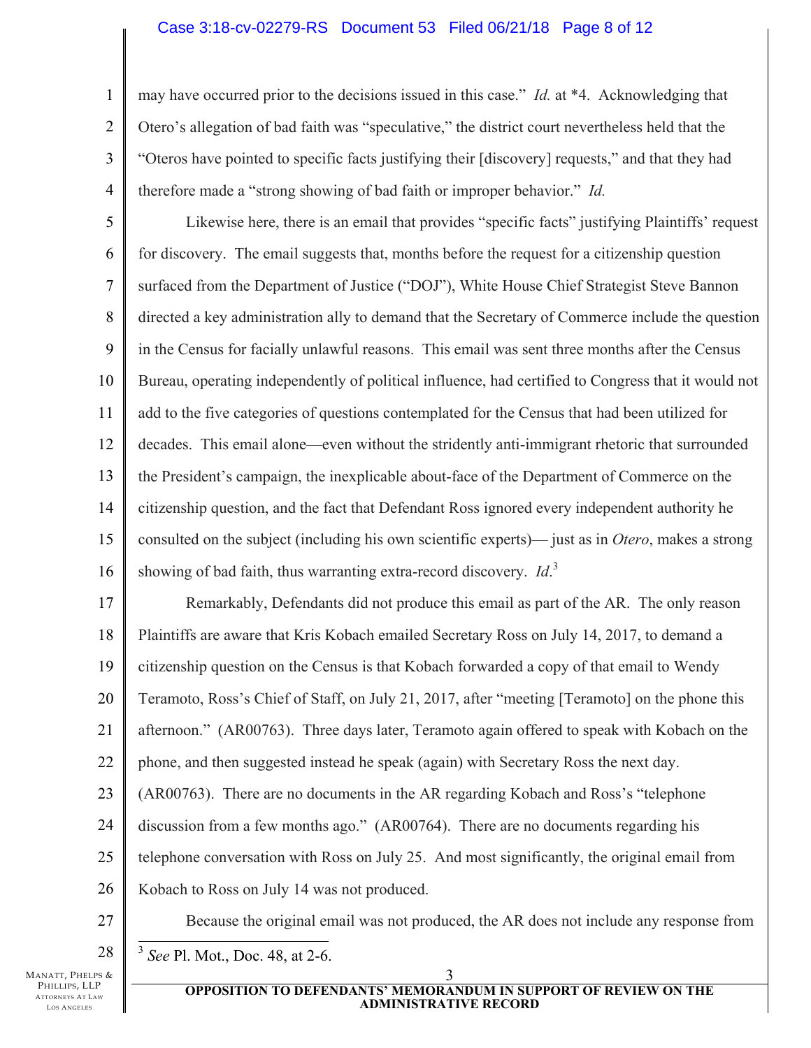may have occurred prior to the decisions issued in this case." *Id.* at *4. Acknowledging that Otero's allegation of bad faith was "speculative," the district court nevertheless held that the "Oteros have pointed to specific facts justifying their [discovery] requests," and that they had therefore made a "strong showing of bad faith or improper behavior." *Id.*

Likewise here, there is an email that provides "specific facts" justifying Plaintiffs' request for discovery. The email suggests that, months before the request for a citizenship question surfaced from the Department of Justice ("DOJ"), White House Chief Strategist Steve Bannon directed a key administration ally to demand that the Secretary of Commerce include the question in the Census for facially unlawful reasons. This email was sent three months after the Census Bureau, operating independently of political influence, had certified to Congress that it would not add to the five categories of questions contemplated for the Census that had been utilized for decades. This email alone—even without the stridently anti-immigrant rhetoric that surrounded the President's campaign, the inexplicable about-face of the Department of Commerce on the citizenship question, and the fact that Defendant Ross ignored every independent authority he consulted on the subject (including his own scientific experts)— just as in *Otero*, makes a strong showing of bad faith, thus warranting extra-record discovery. *Id*.[3]

Remarkably, Defendants did not produce this email as part of the AR. The only reason Plaintiffs are aware that Kris Kobach emailed Secretary Ross on July 14, 2017, to demand a citizenship question on the Census is that Kobach forwarded a copy of that email to Wendy Teramoto, Ross's Chief of Staff, on July 21, 2017, after "meeting [Teramoto] on the phone this afternoon." (AR00763). Three days later, Teramoto again offered to speak with Kobach on the phone, and then suggested instead he speak (again) with Secretary Ross the next day. (AR00763). There are no documents in the AR regarding Kobach and Ross's "telephone discussion from a few months ago." (AR00764). There are no documents regarding his telephone conversation with Ross on July 25. And most significantly, the original email from Kobach to Ross on July 14 was not produced.

Because the original email was not produced, the AR does not include any response from

---

[3] *See* Pl. Mot., Doc. 48, at 2-6.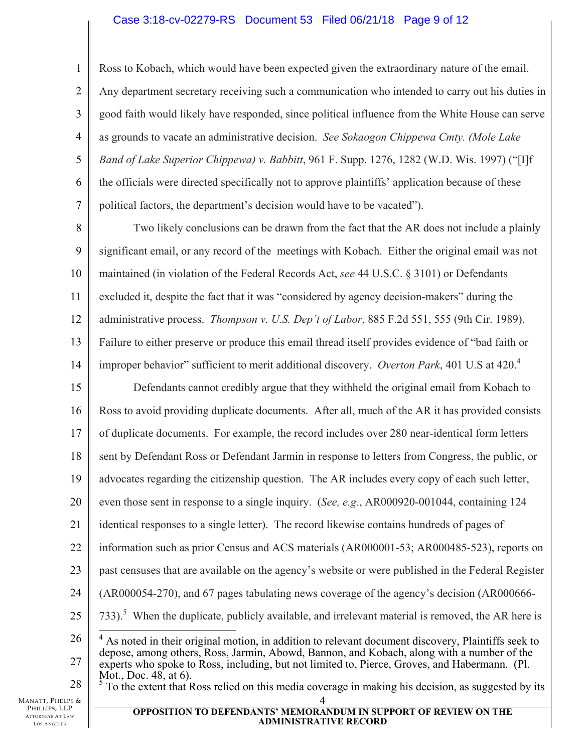Ross to Kobach, which would have been expected given the extraordinary nature of the email. Any department secretary receiving such a communication who intended to carry out his duties in good faith would likely have responded, since political influence from the White House can serve as grounds to vacate an administrative decision. *See Sokaogon Chippewa Cmty. (Mole Lake Band of Lake Superior Chippewa) v. Babbitt*, 961 F. Supp. 1276, 1282 (W.D. Wis. 1997) ("[I]f the officials were directed specifically not to approve plaintiffs' application because of these political factors, the department's decision would have to be vacated").

Two likely conclusions can be drawn from the fact that the AR does not include a plainly significant email, or any record of the meetings with Kobach. Either the original email was not maintained (in violation of the Federal Records Act, *see* 44 U.S.C. § 3101) or Defendants excluded it, despite the fact that it was "considered by agency decision-makers" during the administrative process. *Thompson v. U.S. Dep't of Labor*, 885 F.2d 551, 555 (9th Cir. 1989). Failure to either preserve or produce this email thread itself provides evidence of "bad faith or improper behavior" sufficient to merit additional discovery. *Overton Park*, 401 U.S at 420.[4]

Defendants cannot credibly argue that they withheld the original email from Kobach to Ross to avoid providing duplicate documents. After all, much of the AR it has provided consists of duplicate documents. For example, the record includes over 280 near-identical form letters sent by Defendant Ross or Defendant Jarmin in response to letters from Congress, the public, or advocates regarding the citizenship question. The AR includes every copy of each such letter, even those sent in response to a single inquiry. (*See, e.g.*, AR000920-001044, containing 124 identical responses to a single letter). The record likewise contains hundreds of pages of information such as prior Census and ACS materials (AR000001-53; AR000485-523), reports on past censuses that are available on the agency's website or were published in the Federal Register (AR000054-270), and 67 pages tabulating news coverage of the agency's decision (AR000666-733).[5] When the duplicate, publicly available, and irrelevant material is removed, the AR here is

---

[4] As noted in their original motion, in addition to relevant document discovery, Plaintiffs seek to depose, among others, Ross, Jarmin, Abowd, Bannon, and Kobach, along with a number of the experts who spoke to Ross, including, but not limited to, Pierce, Groves, and Habermann. (Pl. Mot., Doc. 48, at 6).

[5] To the extent that Ross relied on this media coverage in making his decision, as suggested by its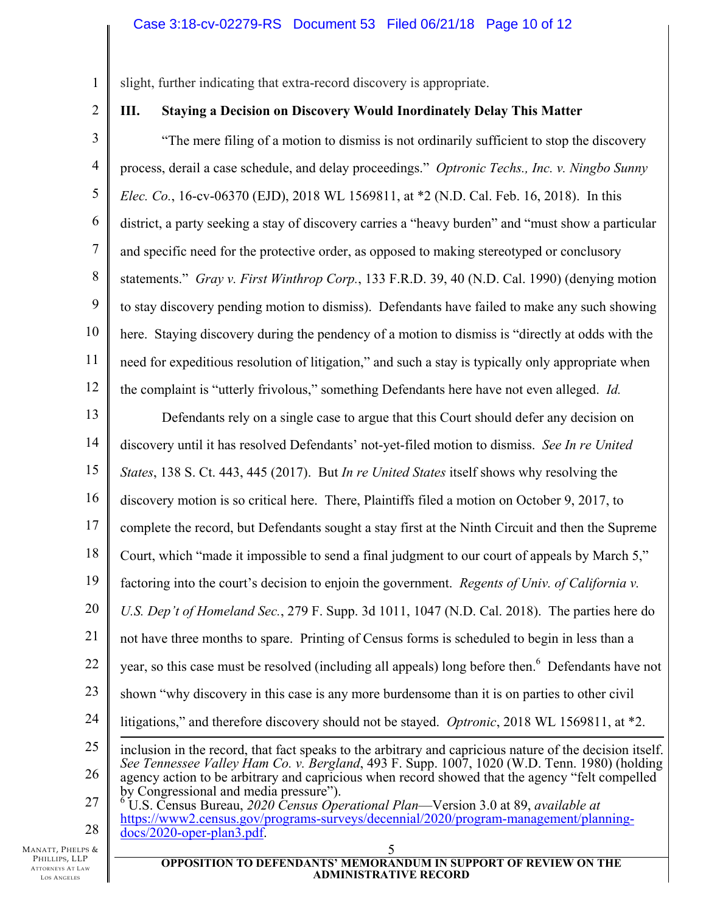slight, further indicating that extra-record discovery is appropriate.

### III. Staying a Decision on Discovery Would Inordinately Delay This Matter

"The mere filing of a motion to dismiss is not ordinarily sufficient to stop the discovery process, derail a case schedule, and delay proceedings." *Optronic Techs., Inc. v. Ningbo Sunny Elec. Co.*, 16-cv-06370 (EJD), 2018 WL 1569811, at *2 (N.D. Cal. Feb. 16, 2018). In this district, a party seeking a stay of discovery carries a "heavy burden" and "must show a particular and specific need for the protective order, as opposed to making stereotyped or conclusory statements." *Gray v. First Winthrop Corp.*, 133 F.R.D. 39, 40 (N.D. Cal. 1990) (denying motion to stay discovery pending motion to dismiss). Defendants have failed to make any such showing here. Staying discovery during the pendency of a motion to dismiss is "directly at odds with the need for expeditious resolution of litigation," and such a stay is typically only appropriate when the complaint is "utterly frivolous," something Defendants here have not even alleged. *Id.*

Defendants rely on a single case to argue that this Court should defer any decision on discovery until it has resolved Defendants' not-yet-filed motion to dismiss. *See In re United States*, 138 S. Ct. 443, 445 (2017). But *In re United States* itself shows why resolving the discovery motion is so critical here. There, Plaintiffs filed a motion on October 9, 2017, to complete the record, but Defendants sought a stay first at the Ninth Circuit and then the Supreme Court, which "made it impossible to send a final judgment to our court of appeals by March 5," factoring into the court's decision to enjoin the government. *Regents of Univ. of California v. U.S. Dep't of Homeland Sec.*, 279 F. Supp. 3d 1011, 1047 (N.D. Cal. 2018). The parties here do not have three months to spare. Printing of Census forms is scheduled to begin in less than a year, so this case must be resolved (including all appeals) long before then.[6] Defendants have not shown "why discovery in this case is any more burdensome than it is on parties to other civil litigations," and therefore discovery should not be stayed. *Optronic*, 2018 WL 1569811, at *2.

---

inclusion in the record, that fact speaks to the arbitrary and capricious nature of the decision itself. *See Tennessee Valley Ham Co. v. Bergland*, 493 F. Supp. 1007, 1020 (W.D. Tenn. 1980) (holding agency action to be arbitrary and capricious when record showed that the agency "felt compelled by Congressional and media pressure").

[6] U.S. Census Bureau, *2020 Census Operational Plan*—Version 3.0 at 89, *available at* https://www2.census.gov/programs-surveys/decennial/2020/program-management/planning-docs/2020-oper-plan3.pdf.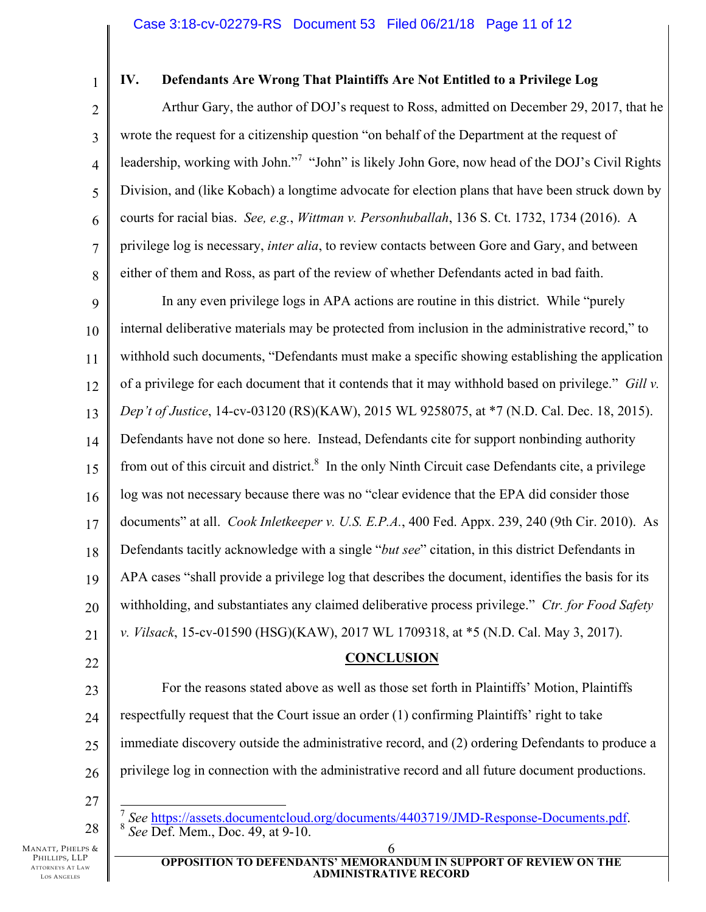## IV. Defendants Are Wrong That Plaintiffs Are Not Entitled to a Privilege Log

Arthur Gary, the author of DOJ's request to Ross, admitted on December 29, 2017, that he wrote the request for a citizenship question "on behalf of the Department at the request of leadership, working with John."[7] "John" is likely John Gore, now head of the DOJ's Civil Rights Division, and (like Kobach) a longtime advocate for election plans that have been struck down by courts for racial bias. *See, e.g.*, *Wittman v. Personhuballah*, 136 S. Ct. 1732, 1734 (2016). A privilege log is necessary, *inter alia*, to review contacts between Gore and Gary, and between either of them and Ross, as part of the review of whether Defendants acted in bad faith.

In any even privilege logs in APA actions are routine in this district. While "purely internal deliberative materials may be protected from inclusion in the administrative record," to withhold such documents, "Defendants must make a specific showing establishing the application of a privilege for each document that it contends that it may withhold based on privilege." *Gill v. Dep't of Justice*, 14-cv-03120 (RS)(KAW), 2015 WL 9258075, at *7 (N.D. Cal. Dec. 18, 2015). Defendants have not done so here. Instead, Defendants cite for support nonbinding authority from out of this circuit and district.[8] In the only Ninth Circuit case Defendants cite, a privilege log was not necessary because there was no "clear evidence that the EPA did consider those documents" at all. *Cook Inletkeeper v. U.S. E.P.A.*, 400 Fed. Appx. 239, 240 (9th Cir. 2010). As Defendants tacitly acknowledge with a single "*but see*" citation, in this district Defendants in APA cases "shall provide a privilege log that describes the document, identifies the basis for its withholding, and substantiates any claimed deliberative process privilege." *Ctr. for Food Safety v. Vilsack*, 15-cv-01590 (HSG)(KAW), 2017 WL 1709318, at *5 (N.D. Cal. May 3, 2017).

## CONCLUSION

For the reasons stated above as well as those set forth in Plaintiffs' Motion, Plaintiffs respectfully request that the Court issue an order (1) confirming Plaintiffs' right to take immediate discovery outside the administrative record, and (2) ordering Defendants to produce a privilege log in connection with the administrative record and all future document productions.

---

[7] *See* https://assets.documentcloud.org/documents/4403719/JMD-Response-Documents.pdf.

[8] *See* Def. Mem., Doc. 49, at 9-10.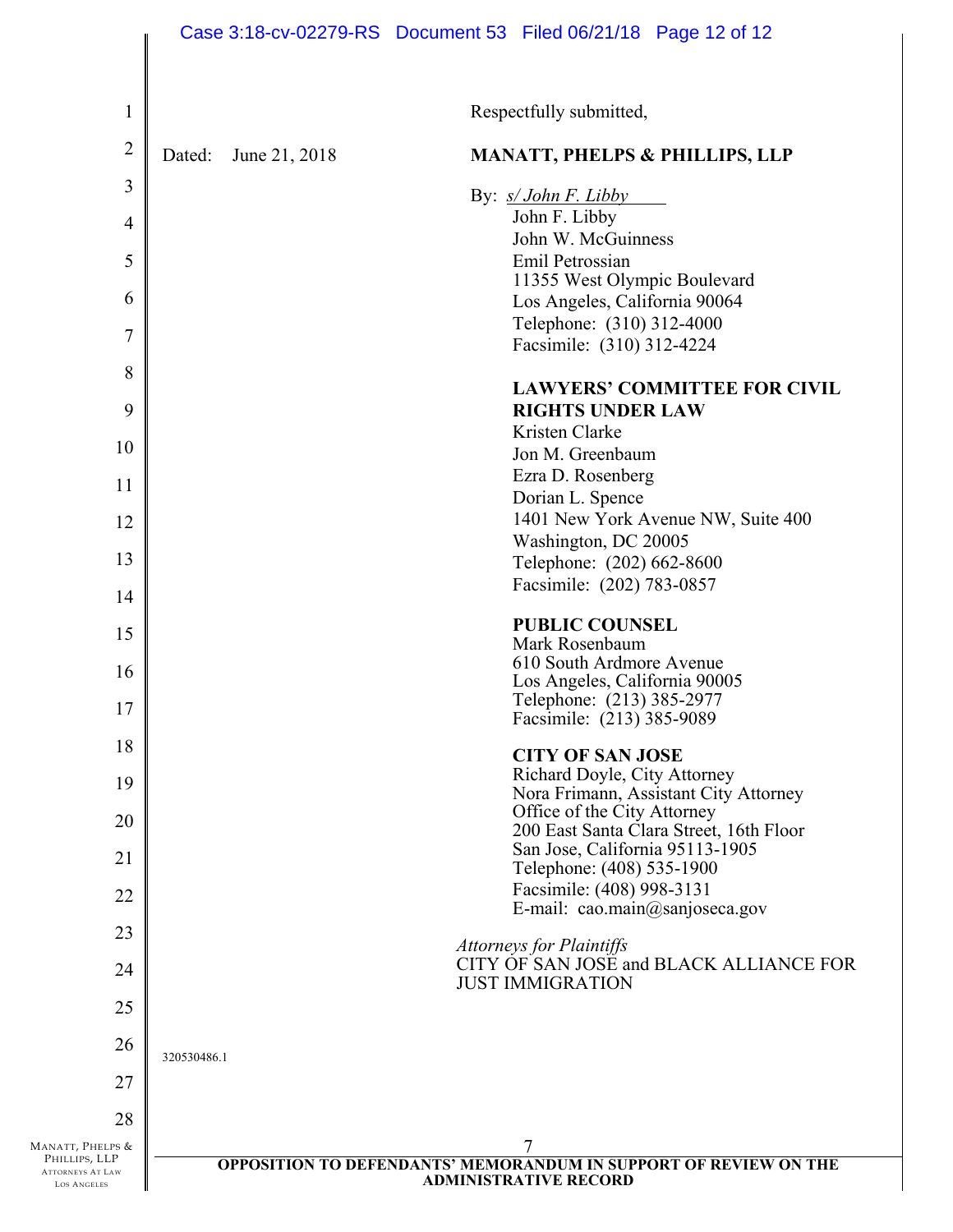Respectfully submitted,

Dated: June 21, 2018

**MANATT, PHELPS & PHILLIPS, LLP**

By: *s/ John F. Libby*
John F. Libby
John W. McGuinness
Emil Petrossian
11355 West Olympic Boulevard
Los Angeles, California 90064
Telephone: (310) 312-4000
Facsimile: (310) 312-4224

**LAWYERS' COMMITTEE FOR CIVIL RIGHTS UNDER LAW**
Kristen Clarke
Jon M. Greenbaum
Ezra D. Rosenberg
Dorian L. Spence
1401 New York Avenue NW, Suite 400
Washington, DC 20005
Telephone: (202) 662-8600
Facsimile: (202) 783-0857

**PUBLIC COUNSEL**
Mark Rosenbaum
610 South Ardmore Avenue
Los Angeles, California 90005
Telephone: (213) 385-2977
Facsimile: (213) 385-9089

**CITY OF SAN JOSE**
Richard Doyle, City Attorney
Nora Frimann, Assistant City Attorney
Office of the City Attorney
200 East Santa Clara Street, 16th Floor
San Jose, California 95113-1905
Telephone: (408) 535-1900
Facsimile: (408) 998-3131
E-mail: cao.main@sanjoseca.gov

*Attorneys for Plaintiffs*
CITY OF SAN JOSE and BLACK ALLIANCE FOR JUST IMMIGRATION

320530486.1

OPPOSITION TO DEFENDANTS' MEMORANDUM IN SUPPORT OF REVIEW ON THE ADMINISTRATIVE RECORD